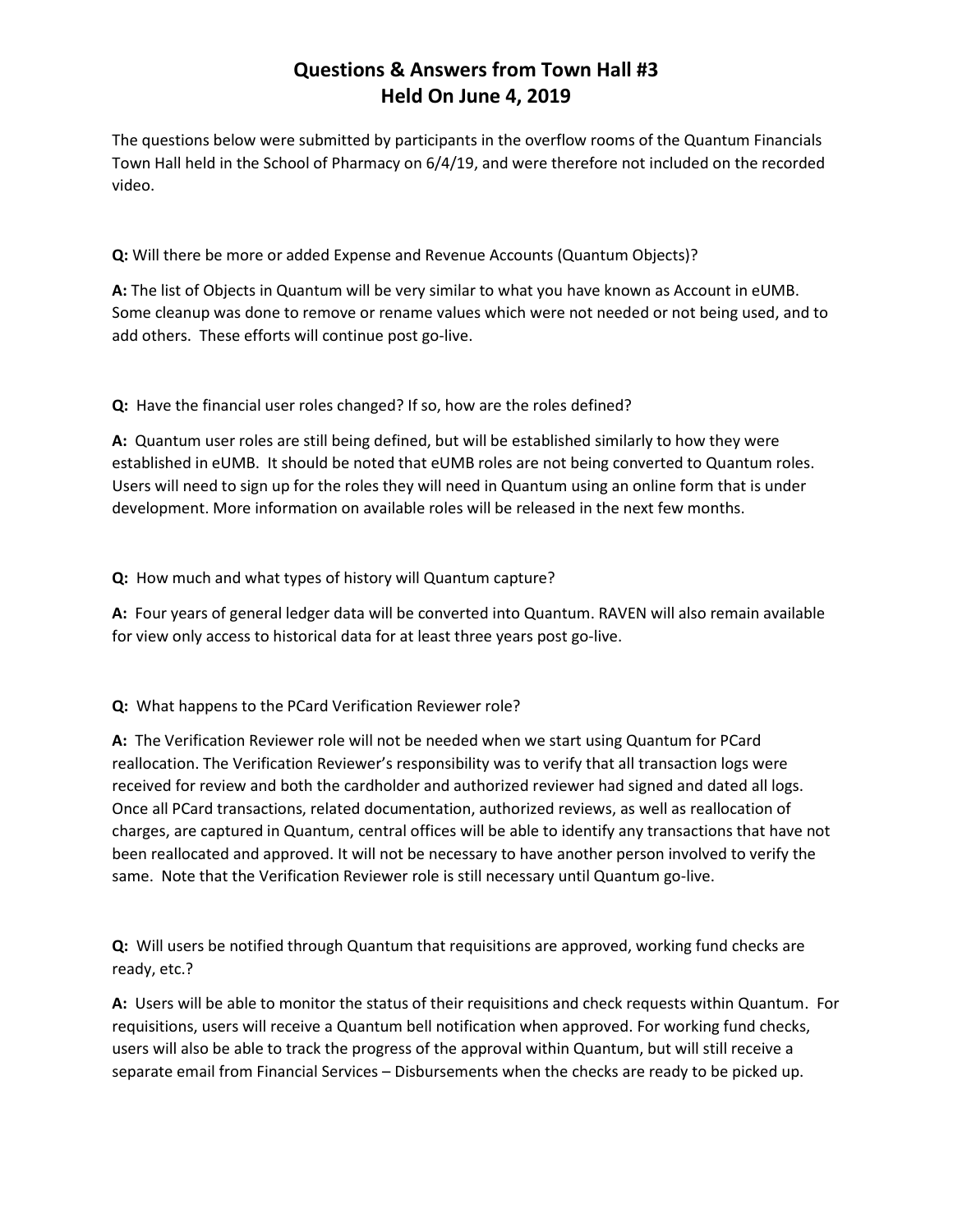# Questions & Answers from Town Hall #3
# Held On June 4, 2019

The questions below were submitted by participants in the overflow rooms of the Quantum Financials Town Hall held in the School of Pharmacy on 6/4/19, and were therefore not included on the recorded video.

**Q:** Will there be more or added Expense and Revenue Accounts (Quantum Objects)?

**A:** The list of Objects in Quantum will be very similar to what you have known as Account in eUMB. Some cleanup was done to remove or rename values which were not needed or not being used, and to add others. These efforts will continue post go-live.

**Q:** Have the financial user roles changed? If so, how are the roles defined?

**A:** Quantum user roles are still being defined, but will be established similarly to how they were established in eUMB. It should be noted that eUMB roles are not being converted to Quantum roles. Users will need to sign up for the roles they will need in Quantum using an online form that is under development. More information on available roles will be released in the next few months.

**Q:** How much and what types of history will Quantum capture?

**A:** Four years of general ledger data will be converted into Quantum. RAVEN will also remain available for view only access to historical data for at least three years post go-live.

**Q:** What happens to the PCard Verification Reviewer role?

**A:** The Verification Reviewer role will not be needed when we start using Quantum for PCard reallocation. The Verification Reviewer's responsibility was to verify that all transaction logs were received for review and both the cardholder and authorized reviewer had signed and dated all logs. Once all PCard transactions, related documentation, authorized reviews, as well as reallocation of charges, are captured in Quantum, central offices will be able to identify any transactions that have not been reallocated and approved. It will not be necessary to have another person involved to verify the same. Note that the Verification Reviewer role is still necessary until Quantum go-live.

**Q:** Will users be notified through Quantum that requisitions are approved, working fund checks are ready, etc.?

**A:** Users will be able to monitor the status of their requisitions and check requests within Quantum. For requisitions, users will receive a Quantum bell notification when approved. For working fund checks, users will also be able to track the progress of the approval within Quantum, but will still receive a separate email from Financial Services – Disbursements when the checks are ready to be picked up.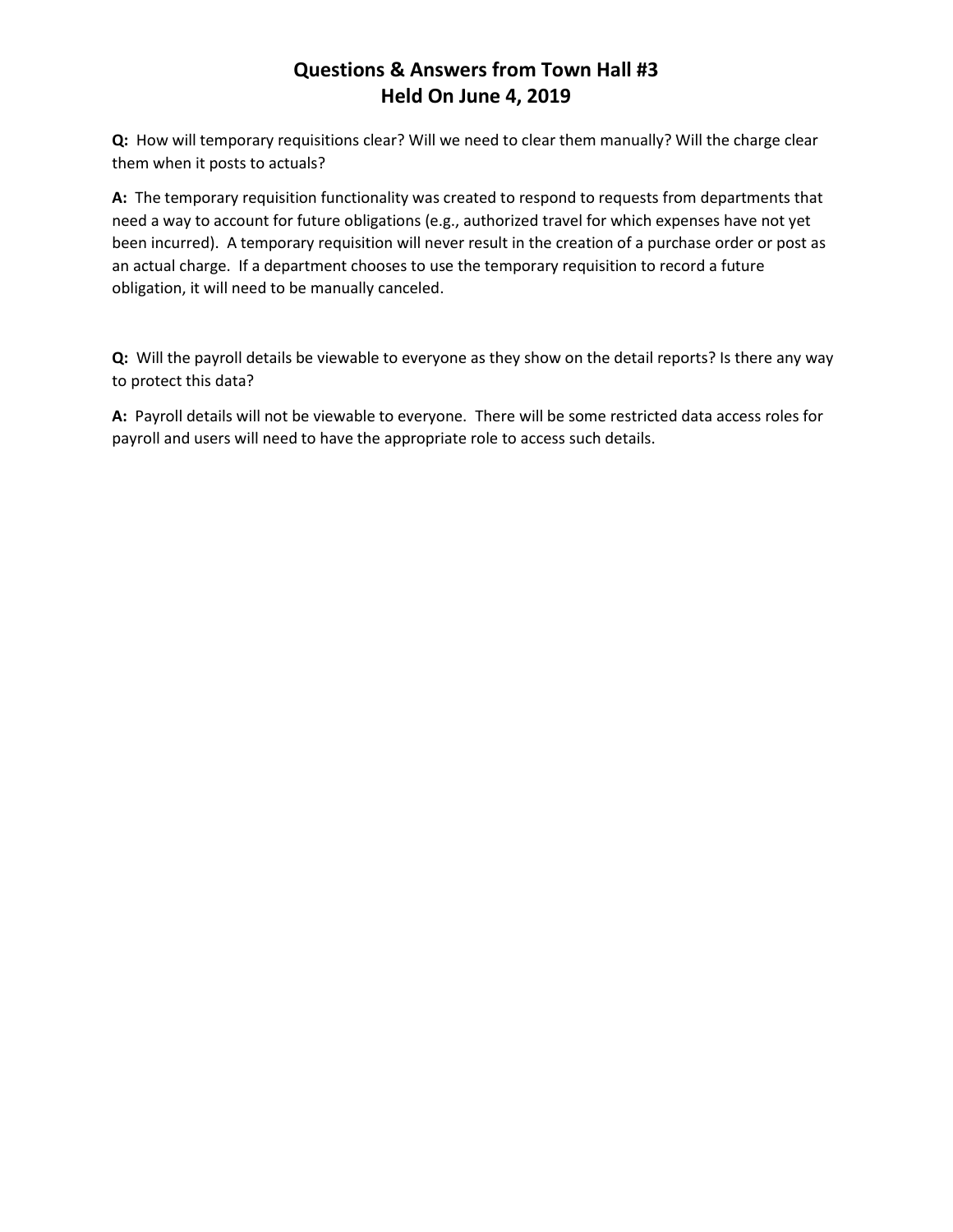# Questions & Answers from Town Hall #3
# Held On June 4, 2019

**Q:** How will temporary requisitions clear? Will we need to clear them manually? Will the charge clear them when it posts to actuals?

**A:** The temporary requisition functionality was created to respond to requests from departments that need a way to account for future obligations (e.g., authorized travel for which expenses have not yet been incurred). A temporary requisition will never result in the creation of a purchase order or post as an actual charge. If a department chooses to use the temporary requisition to record a future obligation, it will need to be manually canceled.

**Q:** Will the payroll details be viewable to everyone as they show on the detail reports? Is there any way to protect this data?

**A:** Payroll details will not be viewable to everyone. There will be some restricted data access roles for payroll and users will need to have the appropriate role to access such details.